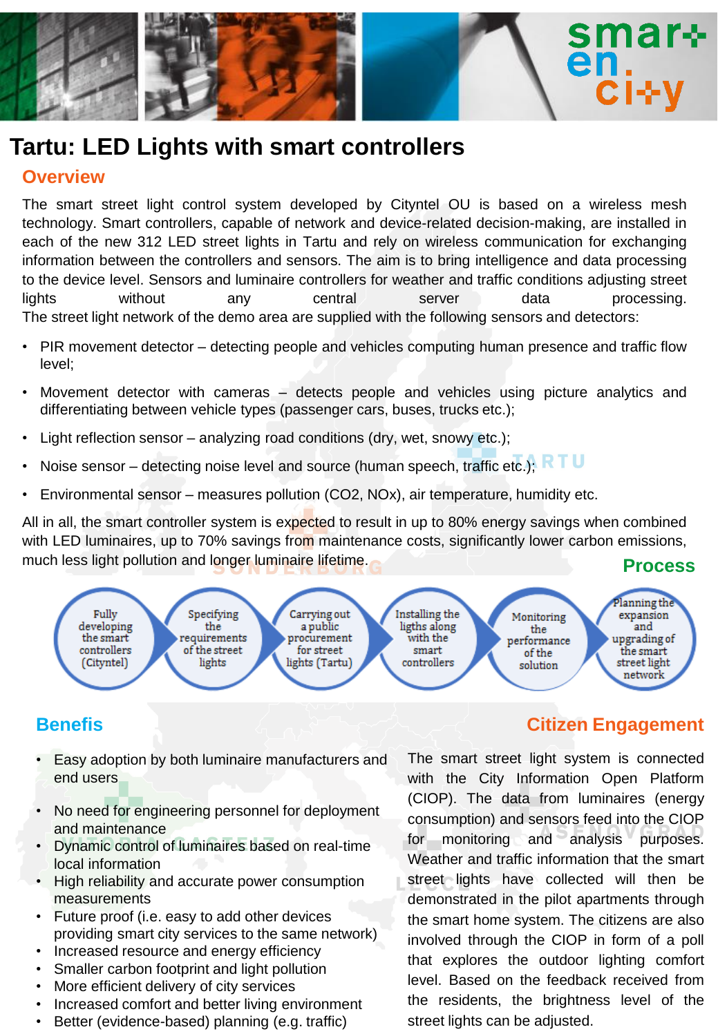# Tartu: LED Lights with smart controllers

## Overview

The smart street light control system developed by Cityntel OU is based on a wireless mesh technology. Smart controllers, capable of network and device-related decision-making, are installed in each of the new 312 LED street lights in Tartu and rely on wireless communication for exchanging information between the controllers and sensors. The aim is to bring intelligence and data processing to the device level. Sensors and luminaire controllers for weather and traffic conditions adjusting street lights without any central server data processing.
The street light network of the demo area are supplied with the following sensors and detectors:

- PIR movement detector – detecting people and vehicles computing human presence and traffic flow level;
- Movement detector with cameras – detects people and vehicles using picture analytics and differentiating between vehicle types (passenger cars, buses, trucks etc.);
- Light reflection sensor – analyzing road conditions (dry, wet, snowy etc.);
- Noise sensor – detecting noise level and source (human speech, traffic etc.);
- Environmental sensor – measures pollution (CO2, NOx), air temperature, humidity etc.

All in all, the smart controller system is expected to result in up to 80% energy savings when combined with LED luminaires, up to 70% savings from maintenance costs, significantly lower carbon emissions, much less light pollution and longer luminaire lifetime.

## Process

1. Fully developing the smart controllers (Cityntel)
2. Specifying the requirements of the street lights
3. Carrying out a public procurement for street lights (Tartu)
4. Installing the ligths along with the smart controllers
5. Monitoring the performance of the solution
6. Planning the expansion and upgrading of the smart street light network

## Benefits

- Easy adoption by both luminaire manufacturers and end users
- No need for engineering personnel for deployment and maintenance
- Dynamic control of luminaires based on real-time local information
- High reliability and accurate power consumption measurements
- Future proof (i.e. easy to add other devices providing smart city services to the same network)
- Increased resource and energy efficiency
- Smaller carbon footprint and light pollution
- More efficient delivery of city services
- Increased comfort and better living environment
- Better (evidence-based) planning (e.g. traffic)

## Citizen Engagement

The smart street light system is connected with the City Information Open Platform (CIOP). The data from luminaires (energy consumption) and sensors feed into the CIOP for monitoring and analysis purposes. Weather and traffic information that the smart street lights have collected will then be demonstrated in the pilot apartments through the smart home system. The citizens are also involved through the CIOP in form of a poll that explores the outdoor lighting comfort level. Based on the feedback received from the residents, the brightness level of the street lights can be adjusted.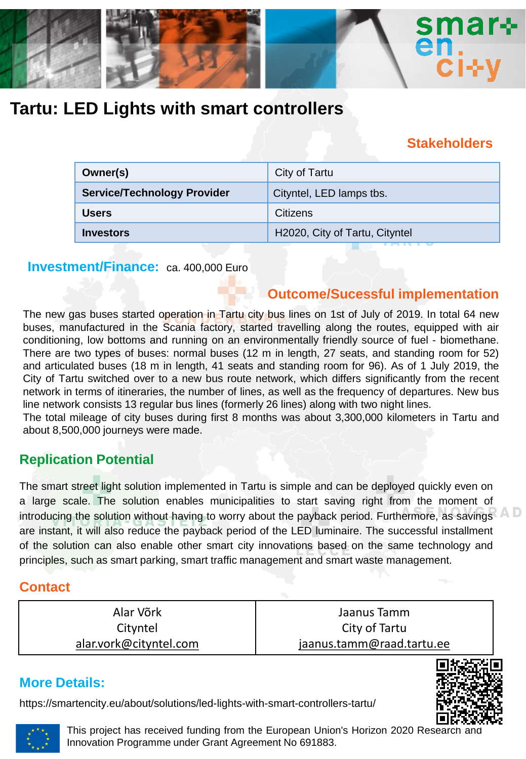# Tartu: LED Lights with smart controllers

## Stakeholders

| | |
|---|---|
| **Owner(s)** | City of Tartu |
| **Service/Technology Provider** | Cityntel, LED lamps tbs. |
| **Users** | Citizens |
| **Investors** | H2020, City of Tartu, Cityntel |

**Investment/Finance:** ca. 400,000 Euro

## Outcome/Sucessful implementation

The new gas buses started operation in Tartu city bus lines on 1st of July of 2019. In total 64 new buses, manufactured in the Scania factory, started travelling along the routes, equipped with air conditioning, low bottoms and running on an environmentally friendly source of fuel - biomethane. There are two types of buses: normal buses (12 m in length, 27 seats, and standing room for 52) and articulated buses (18 m in length, 41 seats and standing room for 96). As of 1 July 2019, the City of Tartu switched over to a new bus route network, which differs significantly from the recent network in terms of itineraries, the number of lines, as well as the frequency of departures. New bus line network consists 13 regular bus lines (formerly 26 lines) along with two night lines.
The total mileage of city buses during first 8 months was about 3,300,000 kilometers in Tartu and about 8,500,000 journeys were made.

## Replication Potential

The smart street light solution implemented in Tartu is simple and can be deployed quickly even on a large scale. The solution enables municipalities to start saving right from the moment of introducing the solution without having to worry about the payback period. Furthermore, as savings are instant, it will also reduce the payback period of the LED luminaire. The successful installment of the solution can also enable other smart city innovations based on the same technology and principles, such as smart parking, smart traffic management and smart waste management.

## Contact

| | |
|---|---|
| Alar Võrk<br>Cityntel<br>alar.vork@cityntel.com | Jaanus Tamm<br>City of Tartu<br>jaanus.tamm@raad.tartu.ee |

## More Details:

https://smartencity.eu/about/solutions/led-lights-with-smart-controllers-tartu/

This project has received funding from the European Union's Horizon 2020 Research and Innovation Programme under Grant Agreement No 691883.